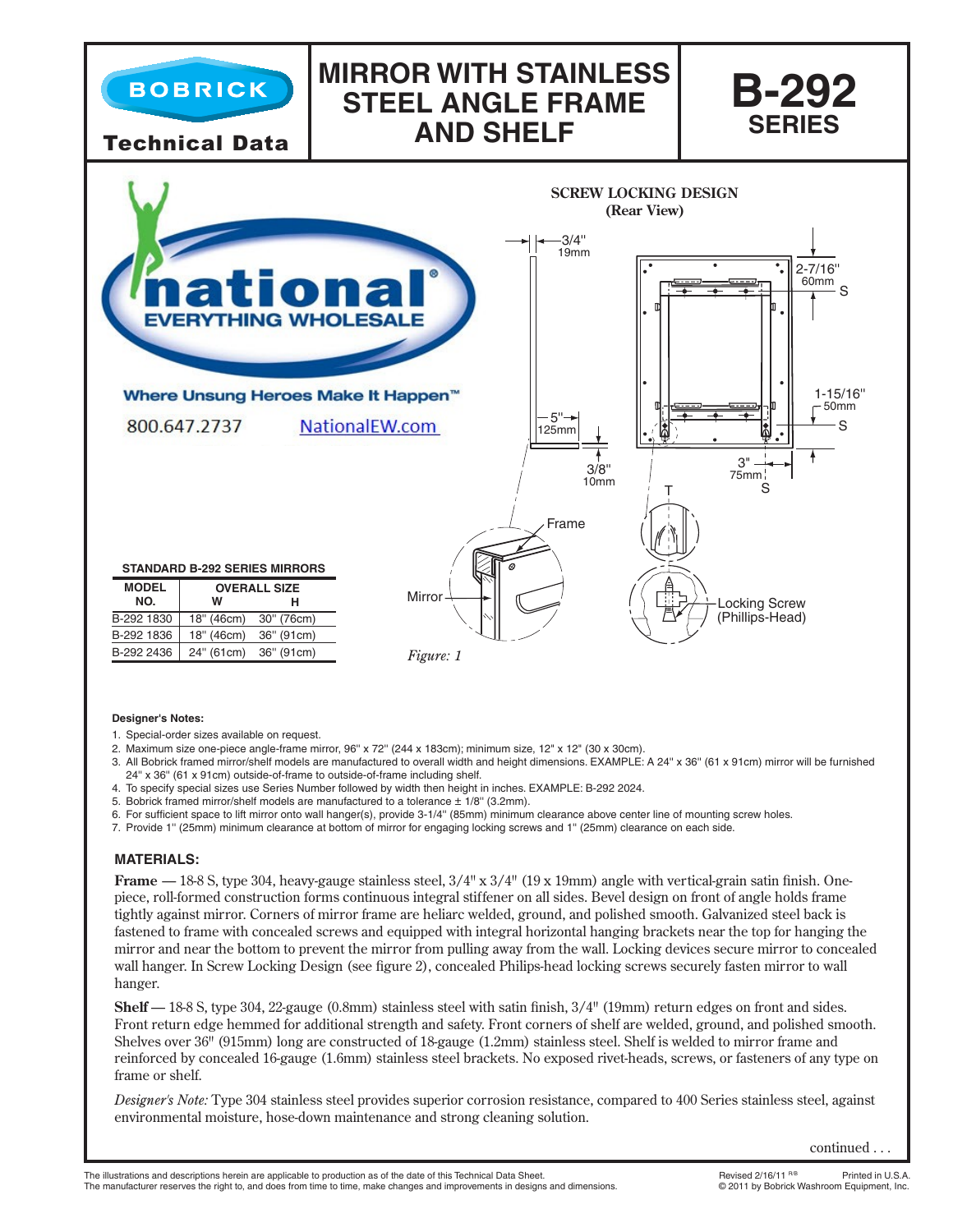# MIRROR WITH STAINLESS STEEL ANGLE FRAME AND SHELF

## B-292 SERIES

BOBRICK

Technical Data

national EVERYTHING WHOLESALE

Where Unsung Heroes Make It Happen™

800.647.2737 NationalEW.com

**SCREW LOCKING DESIGN (Rear View)**

3/4" 19mm

2-7/16" 60mm S

1-15/16" 50mm S

5" 125mm

3/8" 10mm

3" 75mm S

T

Frame

Mirror

Locking Screw (Phillips-Head)

*Figure: 1*

**STANDARD B-292 SERIES MIRRORS**

| MODEL NO. | OVERALL SIZE | |
|---|---|---|
| | W | H |
| B-292 1830 | 18" (46cm) | 30" (76cm) |
| B-292 1836 | 18" (46cm) | 36" (91cm) |
| B-292 2436 | 24" (61cm) | 36" (91cm) |

**Designer's Notes:**

1. Special-order sizes available on request.
2. Maximum size one-piece angle-frame mirror, 96" x 72" (244 x 183cm); minimum size, 12" x 12" (30 x 30cm).
3. All Bobrick framed mirror/shelf models are manufactured to overall width and height dimensions. EXAMPLE: A 24" x 36" (61 x 91cm) mirror will be furnished 24" x 36" (61 x 91cm) outside-of-frame to outside-of-frame including shelf.
4. To specify special sizes use Series Number followed by width then height in inches. EXAMPLE: B-292 2024.
5. Bobrick framed mirror/shelf models are manufactured to a tolerance ± 1/8" (3.2mm).
6. For sufficient space to lift mirror onto wall hanger(s), provide 3-1/4" (85mm) minimum clearance above center line of mounting screw holes.
7. Provide 1" (25mm) minimum clearance at bottom of mirror for engaging locking screws and 1" (25mm) clearance on each side.

### MATERIALS:

**Frame** — 18-8 S, type 304, heavy-gauge stainless steel, 3/4" x 3/4" (19 x 19mm) angle with vertical-grain satin finish. One-piece, roll-formed construction forms continuous integral stiffener on all sides. Bevel design on front of angle holds frame tightly against mirror. Corners of mirror frame are heliarc welded, ground, and polished smooth. Galvanized steel back is fastened to frame with concealed screws and equipped with integral horizontal hanging brackets near the top for hanging the mirror and near the bottom to prevent the mirror from pulling away from the wall. Locking devices secure mirror to concealed wall hanger. In Screw Locking Design (see figure 2), concealed Philips-head locking screws securely fasten mirror to wall hanger.

**Shelf** — 18-8 S, type 304, 22-gauge (0.8mm) stainless steel with satin finish, 3/4" (19mm) return edges on front and sides. Front return edge hemmed for additional strength and safety. Front corners of shelf are welded, ground, and polished smooth. Shelves over 36" (915mm) long are constructed of 18-gauge (1.2mm) stainless steel. Shelf is welded to mirror frame and reinforced by concealed 16-gauge (1.6mm) stainless steel brackets. No exposed rivet-heads, screws, or fasteners of any type on frame or shelf.

*Designer's Note:* Type 304 stainless steel provides superior corrosion resistance, compared to 400 Series stainless steel, against environmental moisture, hose-down maintenance and strong cleaning solution.

continued . . .

The illustrations and descriptions herein are applicable to production as of the date of this Technical Data Sheet.
The manufacturer reserves the right to, and does from time to time, make changes and improvements in designs and dimensions.

Revised 2/16/11 R/B Printed in U.S.A.
© 2011 by Bobrick Washroom Equipment, Inc.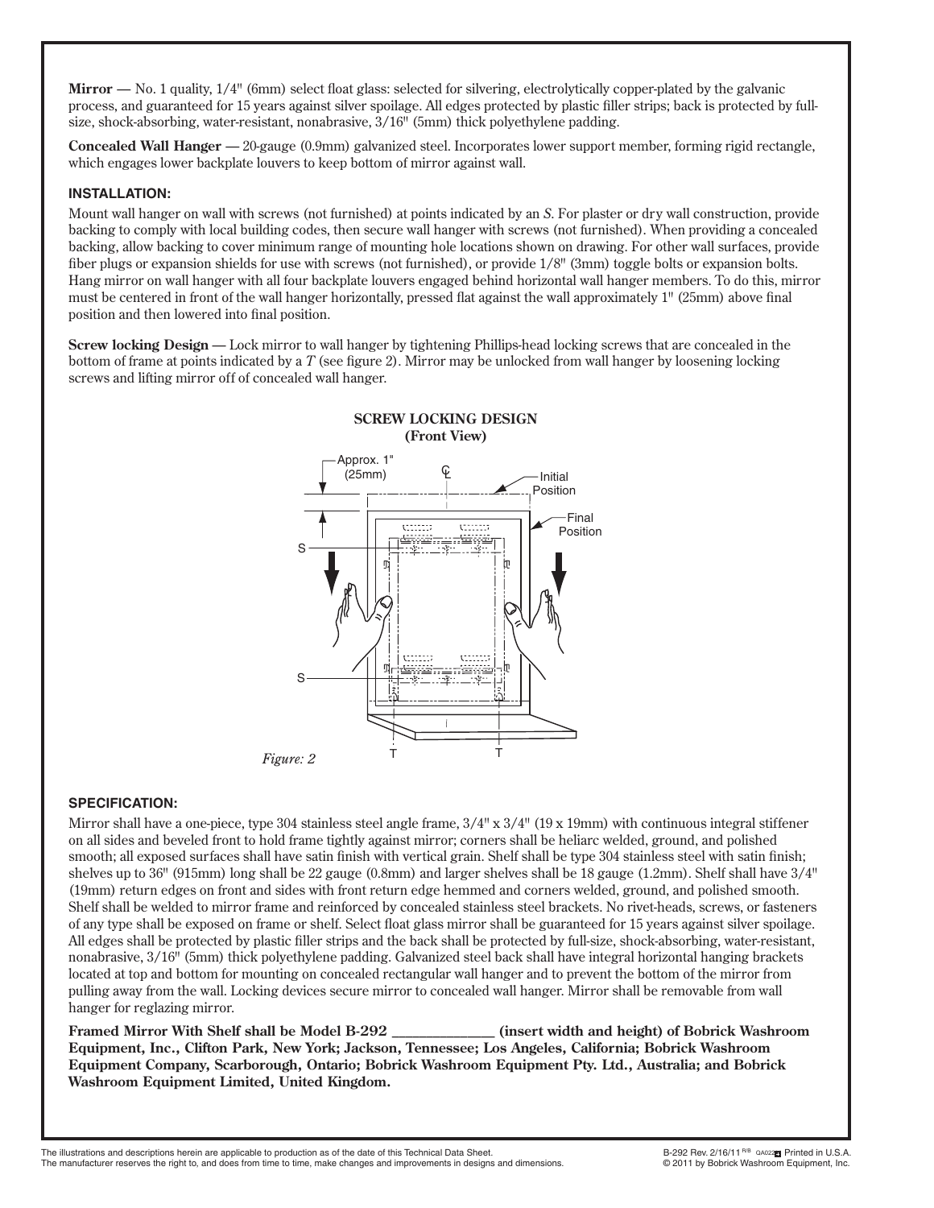**Mirror —** No. 1 quality, 1/4" (6mm) select float glass: selected for silvering, electrolytically copper-plated by the galvanic process, and guaranteed for 15 years against silver spoilage. All edges protected by plastic filler strips; back is protected by full-size, shock-absorbing, water-resistant, nonabrasive, 3/16" (5mm) thick polyethylene padding.

**Concealed Wall Hanger —** 20-gauge (0.9mm) galvanized steel. Incorporates lower support member, forming rigid rectangle, which engages lower backplate louvers to keep bottom of mirror against wall.

### INSTALLATION:

Mount wall hanger on wall with screws (not furnished) at points indicated by an *S*. For plaster or dry wall construction, provide backing to comply with local building codes, then secure wall hanger with screws (not furnished). When providing a concealed backing, allow backing to cover minimum range of mounting hole locations shown on drawing. For other wall surfaces, provide fiber plugs or expansion shields for use with screws (not furnished), or provide 1/8" (3mm) toggle bolts or expansion bolts. Hang mirror on wall hanger with all four backplate louvers engaged behind horizontal wall hanger members. To do this, mirror must be centered in front of the wall hanger horizontally, pressed flat against the wall approximately 1" (25mm) above final position and then lowered into final position.

**Screw locking Design —** Lock mirror to wall hanger by tightening Phillips-head locking screws that are concealed in the bottom of frame at points indicated by a *T* (see figure 2). Mirror may be unlocked from wall hanger by loosening locking screws and lifting mirror off of concealed wall hanger.

**SCREW LOCKING DESIGN**
**(Front View)**

Approx. 1"
(25mm)

CL

Initial Position

Final Position

S

S

T

T

*Figure: 2*

### SPECIFICATION:

Mirror shall have a one-piece, type 304 stainless steel angle frame, 3/4" x 3/4" (19 x 19mm) with continuous integral stiffener on all sides and beveled front to hold frame tightly against mirror; corners shall be heliarc welded, ground, and polished smooth; all exposed surfaces shall have satin finish with vertical grain. Shelf shall be type 304 stainless steel with satin finish; shelves up to 36" (915mm) long shall be 22 gauge (0.8mm) and larger shelves shall be 18 gauge (1.2mm). Shelf shall have 3/4" (19mm) return edges on front and sides with front return edge hemmed and corners welded, ground, and polished smooth. Shelf shall be welded to mirror frame and reinforced by concealed stainless steel brackets. No rivet-heads, screws, or fasteners of any type shall be exposed on frame or shelf. Select float glass mirror shall be guaranteed for 15 years against silver spoilage. All edges shall be protected by plastic filler strips and the back shall be protected by full-size, shock-absorbing, water-resistant, nonabrasive, 3/16" (5mm) thick polyethylene padding. Galvanized steel back shall have integral horizontal hanging brackets located at top and bottom for mounting on concealed rectangular wall hanger and to prevent the bottom of the mirror from pulling away from the wall. Locking devices secure mirror to concealed wall hanger. Mirror shall be removable from wall hanger for reglazing mirror.

**Framed Mirror With Shelf shall be Model B-292 _____________ (insert width and height) of Bobrick Washroom Equipment, Inc., Clifton Park, New York; Jackson, Tennessee; Los Angeles, California; Bobrick Washroom Equipment Company, Scarborough, Ontario; Bobrick Washroom Equipment Pty. Ltd., Australia; and Bobrick Washroom Equipment Limited, United Kingdom.**

The illustrations and descriptions herein are applicable to production as of the date of this Technical Data Sheet.
The manufacturer reserves the right to, and does from time to time, make changes and improvements in designs and dimensions.

B-292 Rev. 2/16/11 Printed in U.S.A.
© 2011 by Bobrick Washroom Equipment, Inc.